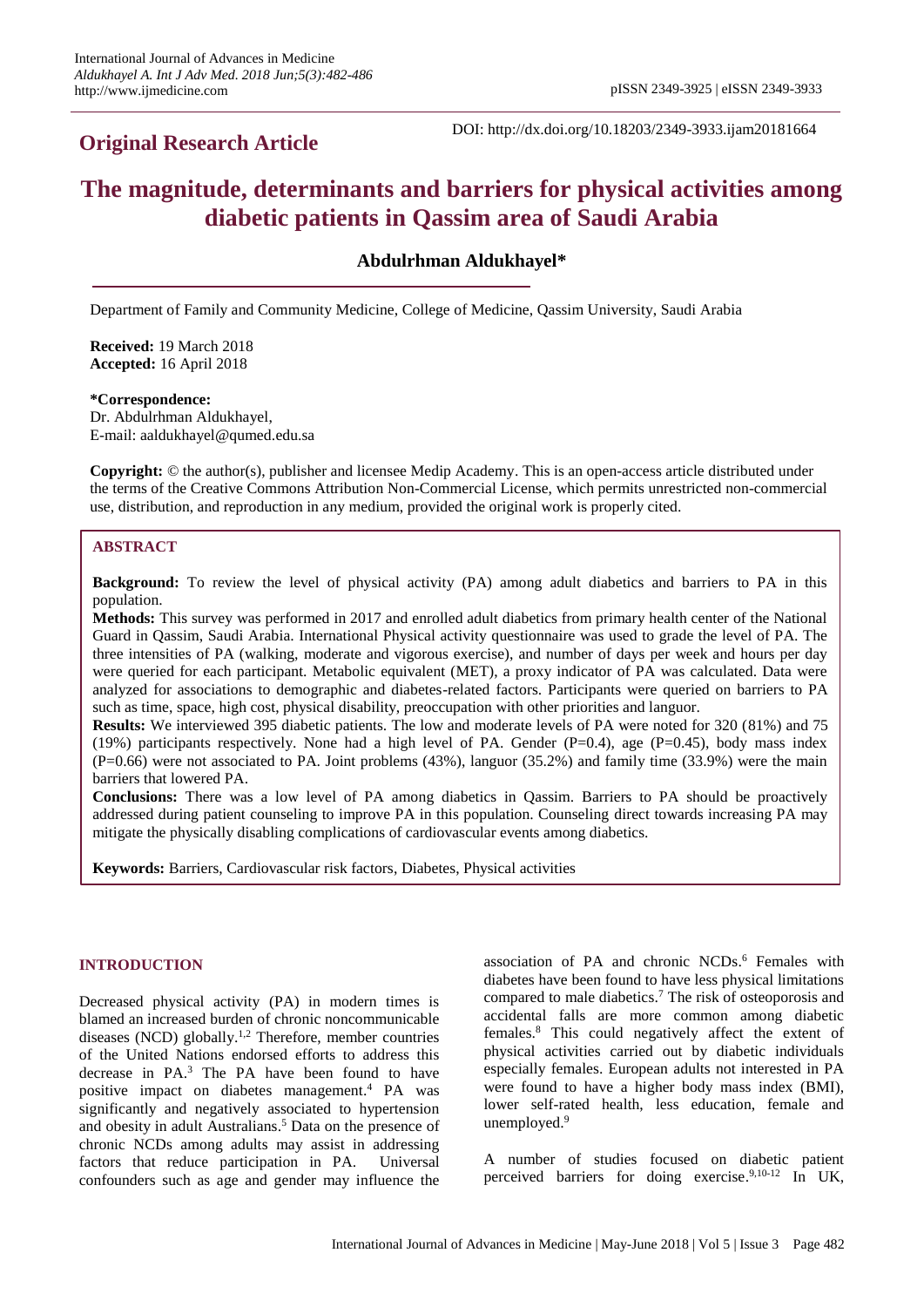**Original Research Article**

DOI: http://dx.doi.org/10.18203/2349-3933.ijam20181664

# The magnitude, determinants and barriers for physical activities among diabetic patients in Qassim area of Saudi Arabia

**Abdulrhman Aldukhayel***

Department of Family and Community Medicine, College of Medicine, Qassim University, Saudi Arabia

**Received:** 19 March 2018
**Accepted:** 16 April 2018

**\*Correspondence:**
Dr. Abdulrhman Aldukhayel,
E-mail: aaldukhayel@qumed.edu.sa

**Copyright:** © the author(s), publisher and licensee Medip Academy. This is an open-access article distributed under the terms of the Creative Commons Attribution Non-Commercial License, which permits unrestricted non-commercial use, distribution, and reproduction in any medium, provided the original work is properly cited.

## ABSTRACT

**Background:** To review the level of physical activity (PA) among adult diabetics and barriers to PA in this population.

**Methods:** This survey was performed in 2017 and enrolled adult diabetics from primary health center of the National Guard in Qassim, Saudi Arabia. International Physical activity questionnaire was used to grade the level of PA. The three intensities of PA (walking, moderate and vigorous exercise), and number of days per week and hours per day were queried for each participant. Metabolic equivalent (MET), a proxy indicator of PA was calculated. Data were analyzed for associations to demographic and diabetes-related factors. Participants were queried on barriers to PA such as time, space, high cost, physical disability, preoccupation with other priorities and languor.

**Results:** We interviewed 395 diabetic patients. The low and moderate levels of PA were noted for 320 (81%) and 75 (19%) participants respectively. None had a high level of PA. Gender (P=0.4), age (P=0.45), body mass index (P=0.66) were not associated to PA. Joint problems (43%), languor (35.2%) and family time (33.9%) were the main barriers that lowered PA.

**Conclusions:** There was a low level of PA among diabetics in Qassim. Barriers to PA should be proactively addressed during patient counseling to improve PA in this population. Counseling direct towards increasing PA may mitigate the physically disabling complications of cardiovascular events among diabetics.

**Keywords:** Barriers, Cardiovascular risk factors, Diabetes, Physical activities

## INTRODUCTION

Decreased physical activity (PA) in modern times is blamed an increased burden of chronic noncommunicable diseases (NCD) globally.[1,2] Therefore, member countries of the United Nations endorsed efforts to address this decrease in PA.[3] The PA have been found to have positive impact on diabetes management.[4] PA was significantly and negatively associated to hypertension and obesity in adult Australians.[5] Data on the presence of chronic NCDs among adults may assist in addressing factors that reduce participation in PA. Universal confounders such as age and gender may influence the association of PA and chronic NCDs.[6] Females with diabetes have been found to have less physical limitations compared to male diabetics.[7] The risk of osteoporosis and accidental falls are more common among diabetic females.[8] This could negatively affect the extent of physical activities carried out by diabetic individuals especially females. European adults not interested in PA were found to have a higher body mass index (BMI), lower self-rated health, less education, female and unemployed.[9]

A number of studies focused on diabetic patient perceived barriers for doing exercise.[9,10-12] In UK,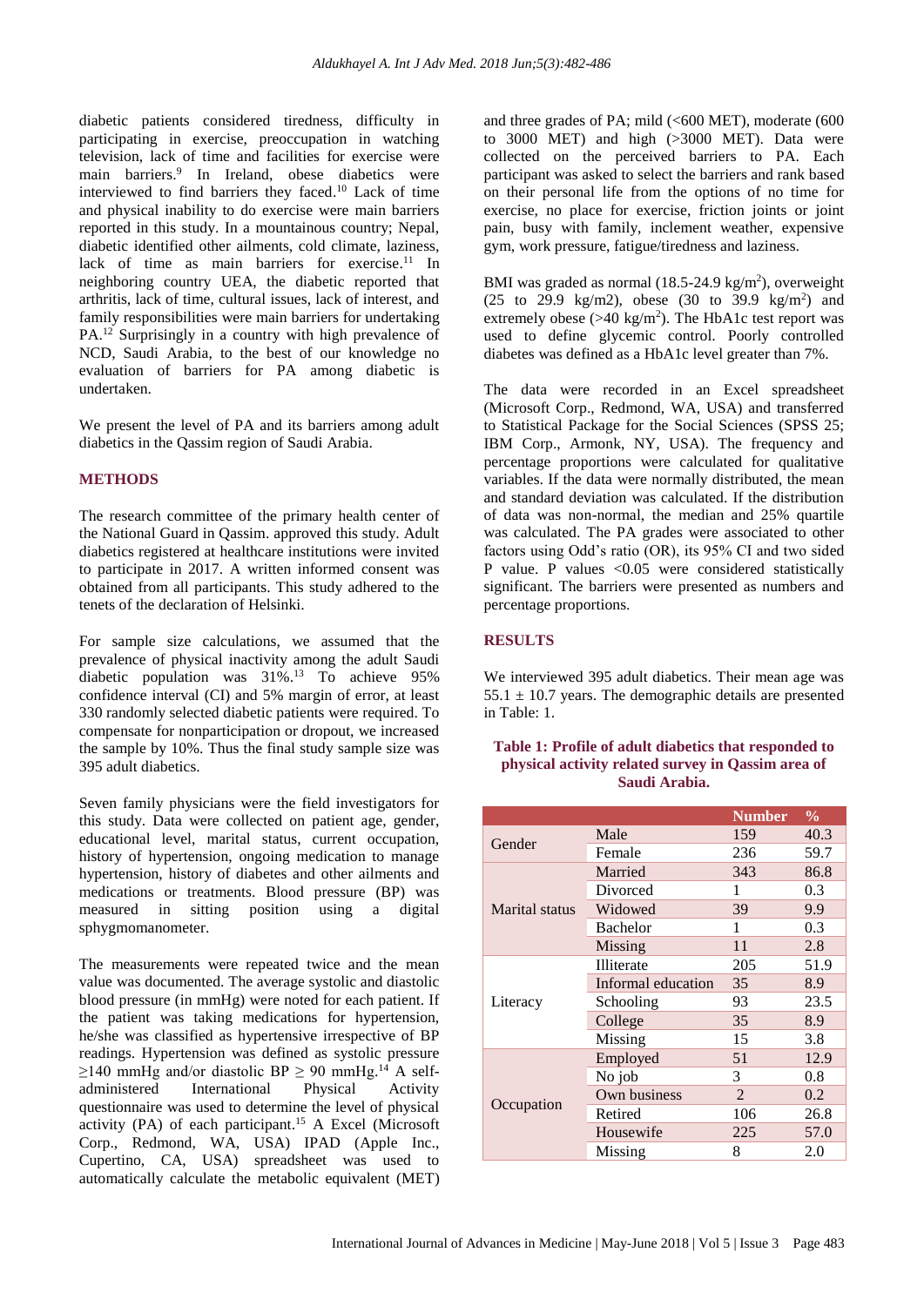diabetic patients considered tiredness, difficulty in participating in exercise, preoccupation in watching television, lack of time and facilities for exercise were main barriers.[9] In Ireland, obese diabetics were interviewed to find barriers they faced.[10] Lack of time and physical inability to do exercise were main barriers reported in this study. In a mountainous country; Nepal, diabetic identified other ailments, cold climate, laziness, lack of time as main barriers for exercise.[11] In neighboring country UEA, the diabetic reported that arthritis, lack of time, cultural issues, lack of interest, and family responsibilities were main barriers for undertaking PA.[12] Surprisingly in a country with high prevalence of NCD, Saudi Arabia, to the best of our knowledge no evaluation of barriers for PA among diabetic is undertaken.

We present the level of PA and its barriers among adult diabetics in the Qassim region of Saudi Arabia.

## METHODS

The research committee of the primary health center of the National Guard in Qassim. approved this study. Adult diabetics registered at healthcare institutions were invited to participate in 2017. A written informed consent was obtained from all participants. This study adhered to the tenets of the declaration of Helsinki.

For sample size calculations, we assumed that the prevalence of physical inactivity among the adult Saudi diabetic population was 31%.[13] To achieve 95% confidence interval (CI) and 5% margin of error, at least 330 randomly selected diabetic patients were required. To compensate for nonparticipation or dropout, we increased the sample by 10%. Thus the final study sample size was 395 adult diabetics.

Seven family physicians were the field investigators for this study. Data were collected on patient age, gender, educational level, marital status, current occupation, history of hypertension, ongoing medication to manage hypertension, history of diabetes and other ailments and medications or treatments. Blood pressure (BP) was measured in sitting position using a digital sphygmomanometer.

The measurements were repeated twice and the mean value was documented. The average systolic and diastolic blood pressure (in mmHg) were noted for each patient. If the patient was taking medications for hypertension, he/she was classified as hypertensive irrespective of BP readings. Hypertension was defined as systolic pressure ≥140 mmHg and/or diastolic BP ≥ 90 mmHg.[14] A self-administered International Physical Activity questionnaire was used to determine the level of physical activity (PA) of each participant.[15] A Excel (Microsoft Corp., Redmond, WA, USA) IPAD (Apple Inc., Cupertino, CA, USA) spreadsheet was used to automatically calculate the metabolic equivalent (MET) and three grades of PA; mild (<600 MET), moderate (600 to 3000 MET) and high (>3000 MET). Data were collected on the perceived barriers to PA. Each participant was asked to select the barriers and rank based on their personal life from the options of no time for exercise, no place for exercise, friction joints or joint pain, busy with family, inclement weather, expensive gym, work pressure, fatigue/tiredness and laziness.

BMI was graded as normal (18.5-24.9 kg/m$^2$), overweight (25 to 29.9 kg/m2), obese (30 to 39.9 kg/m$^2$) and extremely obese (>40 kg/m$^2$). The HbA1c test report was used to define glycemic control. Poorly controlled diabetes was defined as a HbA1c level greater than 7%.

The data were recorded in an Excel spreadsheet (Microsoft Corp., Redmond, WA, USA) and transferred to Statistical Package for the Social Sciences (SPSS 25; IBM Corp., Armonk, NY, USA). The frequency and percentage proportions were calculated for qualitative variables. If the data were normally distributed, the mean and standard deviation was calculated. If the distribution of data was non-normal, the median and 25% quartile was calculated. The PA grades were associated to other factors using Odd's ratio (OR), its 95% CI and two sided P value. P values <0.05 were considered statistically significant. The barriers were presented as numbers and percentage proportions.

## RESULTS

We interviewed 395 adult diabetics. Their mean age was 55.1 ± 10.7 years. The demographic details are presented in Table: 1.

**Table 1: Profile of adult diabetics that responded to physical activity related survey in Qassim area of Saudi Arabia.**

| | | Number | % |
|---|---|---|---|
| Gender | Male | 159 | 40.3 |
| | Female | 236 | 59.7 |
| Marital status | Married | 343 | 86.8 |
| | Divorced | 1 | 0.3 |
| | Widowed | 39 | 9.9 |
| | Bachelor | 1 | 0.3 |
| | Missing | 11 | 2.8 |
| Literacy | Illiterate | 205 | 51.9 |
| | Informal education | 35 | 8.9 |
| | Schooling | 93 | 23.5 |
| | College | 35 | 8.9 |
| | Missing | 15 | 3.8 |
| Occupation | Employed | 51 | 12.9 |
| | No job | 3 | 0.8 |
| | Own business | 2 | 0.2 |
| | Retired | 106 | 26.8 |
| | Housewife | 225 | 57.0 |
| | Missing | 8 | 2.0 |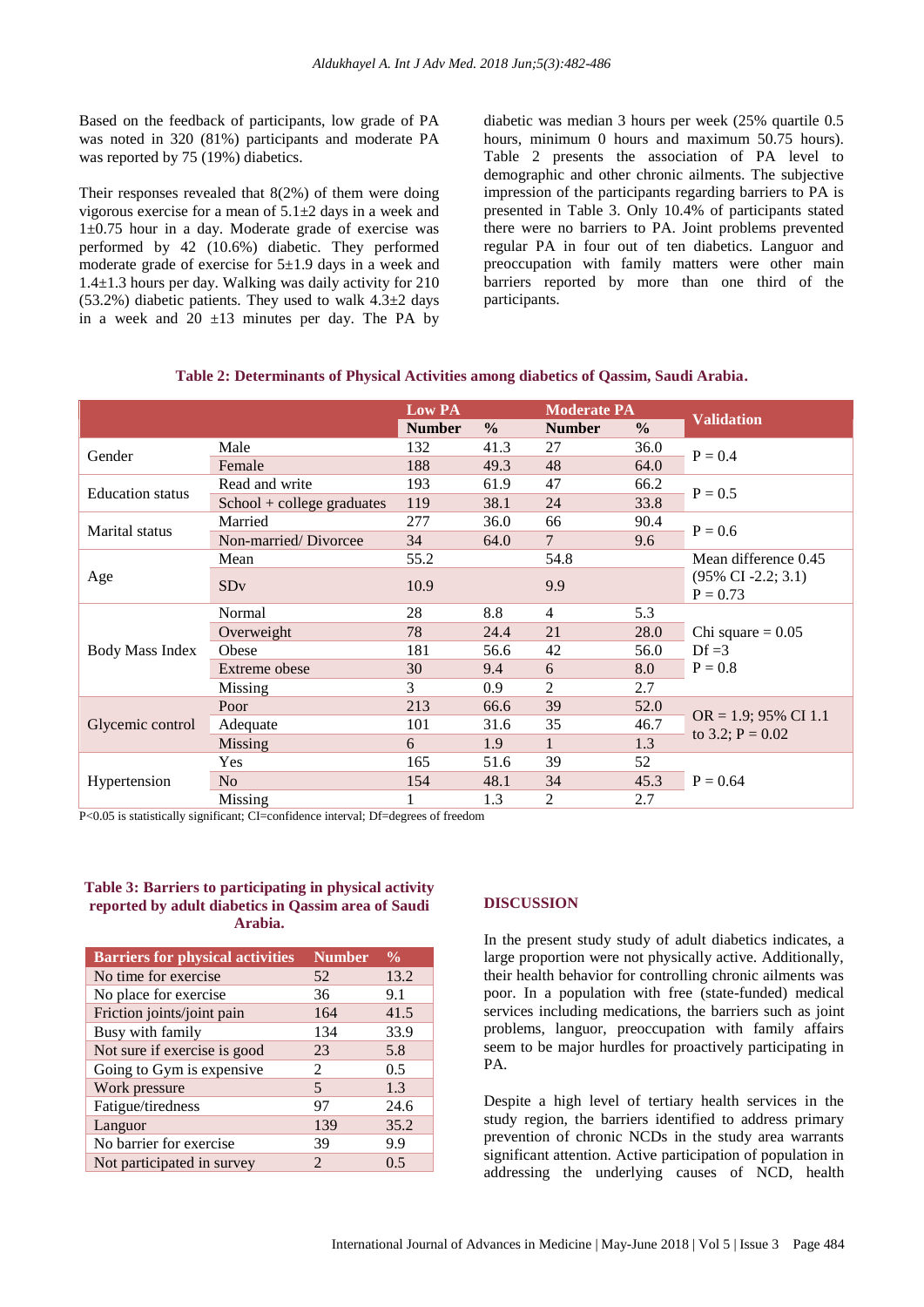Based on the feedback of participants, low grade of PA was noted in 320 (81%) participants and moderate PA was reported by 75 (19%) diabetics.

Their responses revealed that 8(2%) of them were doing vigorous exercise for a mean of 5.1±2 days in a week and 1±0.75 hour in a day. Moderate grade of exercise was performed by 42 (10.6%) diabetic. They performed moderate grade of exercise for 5±1.9 days in a week and 1.4±1.3 hours per day. Walking was daily activity for 210 (53.2%) diabetic patients. They used to walk 4.3±2 days in a week and 20 ±13 minutes per day. The PA by diabetic was median 3 hours per week (25% quartile 0.5 hours, minimum 0 hours and maximum 50.75 hours). Table 2 presents the association of PA level to demographic and other chronic ailments. The subjective impression of the participants regarding barriers to PA is presented in Table 3. Only 10.4% of participants stated there were no barriers to PA. Joint problems prevented regular PA in four out of ten diabetics. Languor and preoccupation with family matters were other main barriers reported by more than one third of the participants.

**Table 2: Determinants of Physical Activities among diabetics of Qassim, Saudi Arabia.**

| | | Low PA | | Moderate PA | | Validation |
|---|---|---|---|---|---|---|
| | | Number | % | Number | % | |
| Gender | Male | 132 | 41.3 | 27 | 36.0 | P = 0.4 |
| | Female | 188 | 49.3 | 48 | 64.0 | |
| Education status | Read and write | 193 | 61.9 | 47 | 66.2 | P = 0.5 |
| | School + college graduates | 119 | 38.1 | 24 | 33.8 | |
| Marital status | Married | 277 | 36.0 | 66 | 90.4 | P = 0.6 |
| | Non-married/ Divorcee | 34 | 64.0 | 7 | 9.6 | |
| Age | Mean | 55.2 | | 54.8 | | Mean difference 0.45 |
| | SDv | 10.9 | | 9.9 | | (95% CI -2.2; 3.1) P = 0.73 |
| Body Mass Index | Normal | 28 | 8.8 | 4 | 5.3 | Chi square = 0.05 Df =3 P = 0.8 |
| | Overweight | 78 | 24.4 | 21 | 28.0 | |
| | Obese | 181 | 56.6 | 42 | 56.0 | |
| | Extreme obese | 30 | 9.4 | 6 | 8.0 | |
| | Missing | 3 | 0.9 | 2 | 2.7 | |
| Glycemic control | Poor | 213 | 66.6 | 39 | 52.0 | OR = 1.9; 95% CI 1.1 to 3.2; P = 0.02 |
| | Adequate | 101 | 31.6 | 35 | 46.7 | |
| | Missing | 6 | 1.9 | 1 | 1.3 | |
| Hypertension | Yes | 165 | 51.6 | 39 | 52 | P = 0.64 |
| | No | 154 | 48.1 | 34 | 45.3 | |
| | Missing | 1 | 1.3 | 2 | 2.7 | |

P<0.05 is statistically significant; CI=confidence interval; Df=degrees of freedom

**Table 3: Barriers to participating in physical activity reported by adult diabetics in Qassim area of Saudi Arabia.**

| Barriers for physical activities | Number | % |
|---|---|---|
| No time for exercise | 52 | 13.2 |
| No place for exercise | 36 | 9.1 |
| Friction joints/joint pain | 164 | 41.5 |
| Busy with family | 134 | 33.9 |
| Not sure if exercise is good | 23 | 5.8 |
| Going to Gym is expensive | 2 | 0.5 |
| Work pressure | 5 | 1.3 |
| Fatigue/tiredness | 97 | 24.6 |
| Languor | 139 | 35.2 |
| No barrier for exercise | 39 | 9.9 |
| Not participated in survey | 2 | 0.5 |

## DISCUSSION

In the present study study of adult diabetics indicates, a large proportion were not physically active. Additionally, their health behavior for controlling chronic ailments was poor. In a population with free (state-funded) medical services including medications, the barriers such as joint problems, languor, preoccupation with family affairs seem to be major hurdles for proactively participating in PA.

Despite a high level of tertiary health services in the study region, the barriers identified to address primary prevention of chronic NCDs in the study area warrants significant attention. Active participation of population in addressing the underlying causes of NCD, health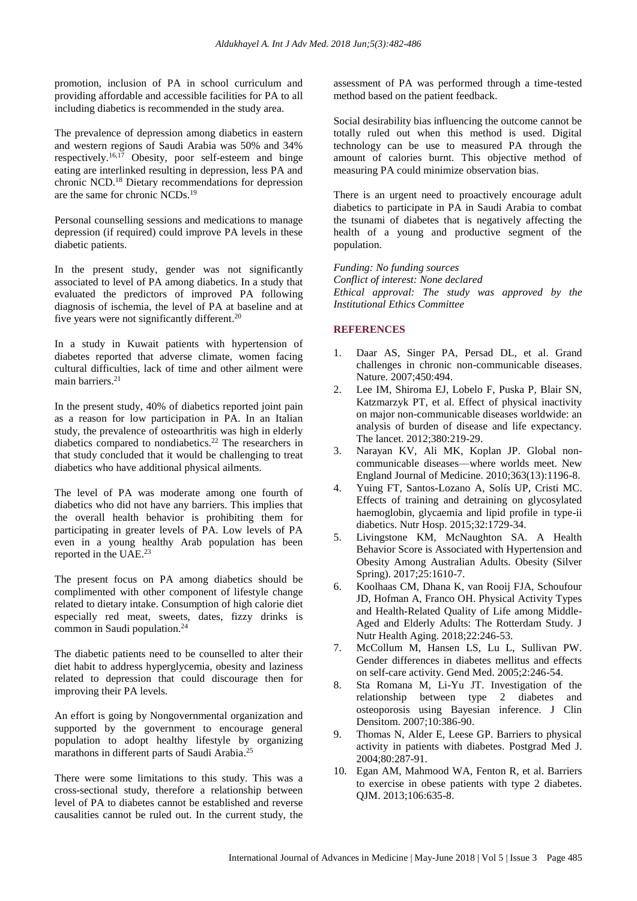promotion, inclusion of PA in school curriculum and providing affordable and accessible facilities for PA to all including diabetics is recommended in the study area.

The prevalence of depression among diabetics in eastern and western regions of Saudi Arabia was 50% and 34% respectively.[16,17] Obesity, poor self-esteem and binge eating are interlinked resulting in depression, less PA and chronic NCD.[18] Dietary recommendations for depression are the same for chronic NCDs.[19]

Personal counselling sessions and medications to manage depression (if required) could improve PA levels in these diabetic patients.

In the present study, gender was not significantly associated to level of PA among diabetics. In a study that evaluated the predictors of improved PA following diagnosis of ischemia, the level of PA at baseline and at five years were not significantly different.[20]

In a study in Kuwait patients with hypertension of diabetes reported that adverse climate, women facing cultural difficulties, lack of time and other ailment were main barriers.[21]

In the present study, 40% of diabetics reported joint pain as a reason for low participation in PA. In an Italian study, the prevalence of osteoarthritis was high in elderly diabetics compared to nondiabetics.[22] The researchers in that study concluded that it would be challenging to treat diabetics who have additional physical ailments.

The level of PA was moderate among one fourth of diabetics who did not have any barriers. This implies that the overall health behavior is prohibiting them for participating in greater levels of PA. Low levels of PA even in a young healthy Arab population has been reported in the UAE.[23]

The present focus on PA among diabetics should be complimented with other component of lifestyle change related to dietary intake. Consumption of high calorie diet especially red meat, sweets, dates, fizzy drinks is common in Saudi population.[24]

The diabetic patients need to be counselled to alter their diet habit to address hyperglycemia, obesity and laziness related to depression that could discourage then for improving their PA levels.

An effort is going by Nongovernmental organization and supported by the government to encourage general population to adopt healthy lifestyle by organizing marathons in different parts of Saudi Arabia.[25]

There were some limitations to this study. This was a cross-sectional study, therefore a relationship between level of PA to diabetes cannot be established and reverse causalities cannot be ruled out. In the current study, the assessment of PA was performed through a time-tested method based on the patient feedback.

Social desirability bias influencing the outcome cannot be totally ruled out when this method is used. Digital technology can be use to measured PA through the amount of calories burnt. This objective method of measuring PA could minimize observation bias.

There is an urgent need to proactively encourage adult diabetics to participate in PA in Saudi Arabia to combat the tsunami of diabetes that is negatively affecting the health of a young and productive segment of the population.

*Funding: No funding sources*
*Conflict of interest: None declared*
*Ethical approval: The study was approved by the Institutional Ethics Committee*

## REFERENCES

1. Daar AS, Singer PA, Persad DL, et al. Grand challenges in chronic non-communicable diseases. Nature. 2007;450:494.
2. Lee IM, Shiroma EJ, Lobelo F, Puska P, Blair SN, Katzmarzyk PT, et al. Effect of physical inactivity on major non-communicable diseases worldwide: an analysis of burden of disease and life expectancy. The lancet. 2012;380:219-29.
3. Narayan KV, Ali MK, Koplan JP. Global non-communicable diseases—where worlds meet. New England Journal of Medicine. 2010;363(13):1196-8.
4. Yuing FT, Santos-Lozano A, Solís UP, Cristi MC. Effects of training and detraining on glycosylated haemoglobin, glycaemia and lipid profile in type-ii diabetics. Nutr Hosp. 2015;32:1729-34.
5. Livingstone KM, McNaughton SA. A Health Behavior Score is Associated with Hypertension and Obesity Among Australian Adults. Obesity (Silver Spring). 2017;25:1610-7.
6. Koolhaas CM, Dhana K, van Rooij FJA, Schoufour JD, Hofman A, Franco OH. Physical Activity Types and Health-Related Quality of Life among Middle-Aged and Elderly Adults: The Rotterdam Study. J Nutr Health Aging. 2018;22:246-53.
7. McCollum M, Hansen LS, Lu L, Sullivan PW. Gender differences in diabetes mellitus and effects on self-care activity. Gend Med. 2005;2:246-54.
8. Sta Romana M, Li-Yu JT. Investigation of the relationship between type 2 diabetes and osteoporosis using Bayesian inference. J Clin Densitom. 2007;10:386-90.
9. Thomas N, Alder E, Leese GP. Barriers to physical activity in patients with diabetes. Postgrad Med J. 2004;80:287-91.
10. Egan AM, Mahmood WA, Fenton R, et al. Barriers to exercise in obese patients with type 2 diabetes. QJM. 2013;106:635-8.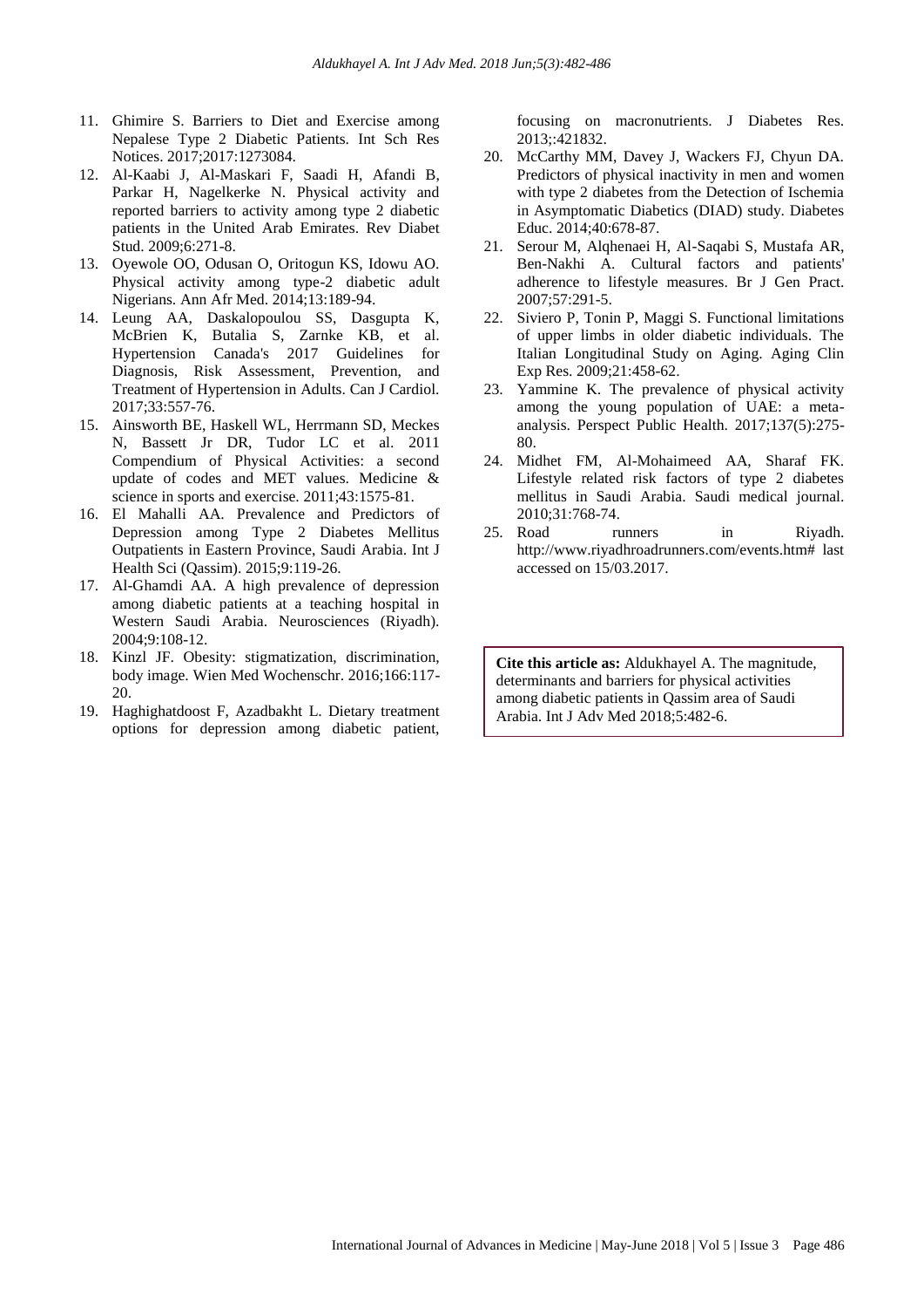11. Ghimire S. Barriers to Diet and Exercise among Nepalese Type 2 Diabetic Patients. Int Sch Res Notices. 2017;2017:1273084.
12. Al-Kaabi J, Al-Maskari F, Saadi H, Afandi B, Parkar H, Nagelkerke N. Physical activity and reported barriers to activity among type 2 diabetic patients in the United Arab Emirates. Rev Diabet Stud. 2009;6:271-8.
13. Oyewole OO, Odusan O, Oritogun KS, Idowu AO. Physical activity among type-2 diabetic adult Nigerians. Ann Afr Med. 2014;13:189-94.
14. Leung AA, Daskalopoulou SS, Dasgupta K, McBrien K, Butalia S, Zarnke KB, et al. Hypertension Canada's 2017 Guidelines for Diagnosis, Risk Assessment, Prevention, and Treatment of Hypertension in Adults. Can J Cardiol. 2017;33:557-76.
15. Ainsworth BE, Haskell WL, Herrmann SD, Meckes N, Bassett Jr DR, Tudor LC et al. 2011 Compendium of Physical Activities: a second update of codes and MET values. Medicine & science in sports and exercise. 2011;43:1575-81.
16. El Mahalli AA. Prevalence and Predictors of Depression among Type 2 Diabetes Mellitus Outpatients in Eastern Province, Saudi Arabia. Int J Health Sci (Qassim). 2015;9:119-26.
17. Al-Ghamdi AA. A high prevalence of depression among diabetic patients at a teaching hospital in Western Saudi Arabia. Neurosciences (Riyadh). 2004;9:108-12.
18. Kinzl JF. Obesity: stigmatization, discrimination, body image. Wien Med Wochenschr. 2016;166:117-20.
19. Haghighatdoost F, Azadbakht L. Dietary treatment options for depression among diabetic patient, focusing on macronutrients. J Diabetes Res. 2013;:421832.
20. McCarthy MM, Davey J, Wackers FJ, Chyun DA. Predictors of physical inactivity in men and women with type 2 diabetes from the Detection of Ischemia in Asymptomatic Diabetics (DIAD) study. Diabetes Educ. 2014;40:678-87.
21. Serour M, Alqhenaei H, Al-Saqabi S, Mustafa AR, Ben-Nakhi A. Cultural factors and patients' adherence to lifestyle measures. Br J Gen Pract. 2007;57:291-5.
22. Siviero P, Tonin P, Maggi S. Functional limitations of upper limbs in older diabetic individuals. The Italian Longitudinal Study on Aging. Aging Clin Exp Res. 2009;21:458-62.
23. Yammine K. The prevalence of physical activity among the young population of UAE: a meta-analysis. Perspect Public Health. 2017;137(5):275-80.
24. Midhet FM, Al-Mohaimeed AA, Sharaf FK. Lifestyle related risk factors of type 2 diabetes mellitus in Saudi Arabia. Saudi medical journal. 2010;31:768-74.
25. Road runners in Riyadh. http://www.riyadhroadrunners.com/events.htm# last accessed on 15/03.2017.

**Cite this article as:** Aldukhayel A. The magnitude, determinants and barriers for physical activities among diabetic patients in Qassim area of Saudi Arabia. Int J Adv Med 2018;5:482-6.